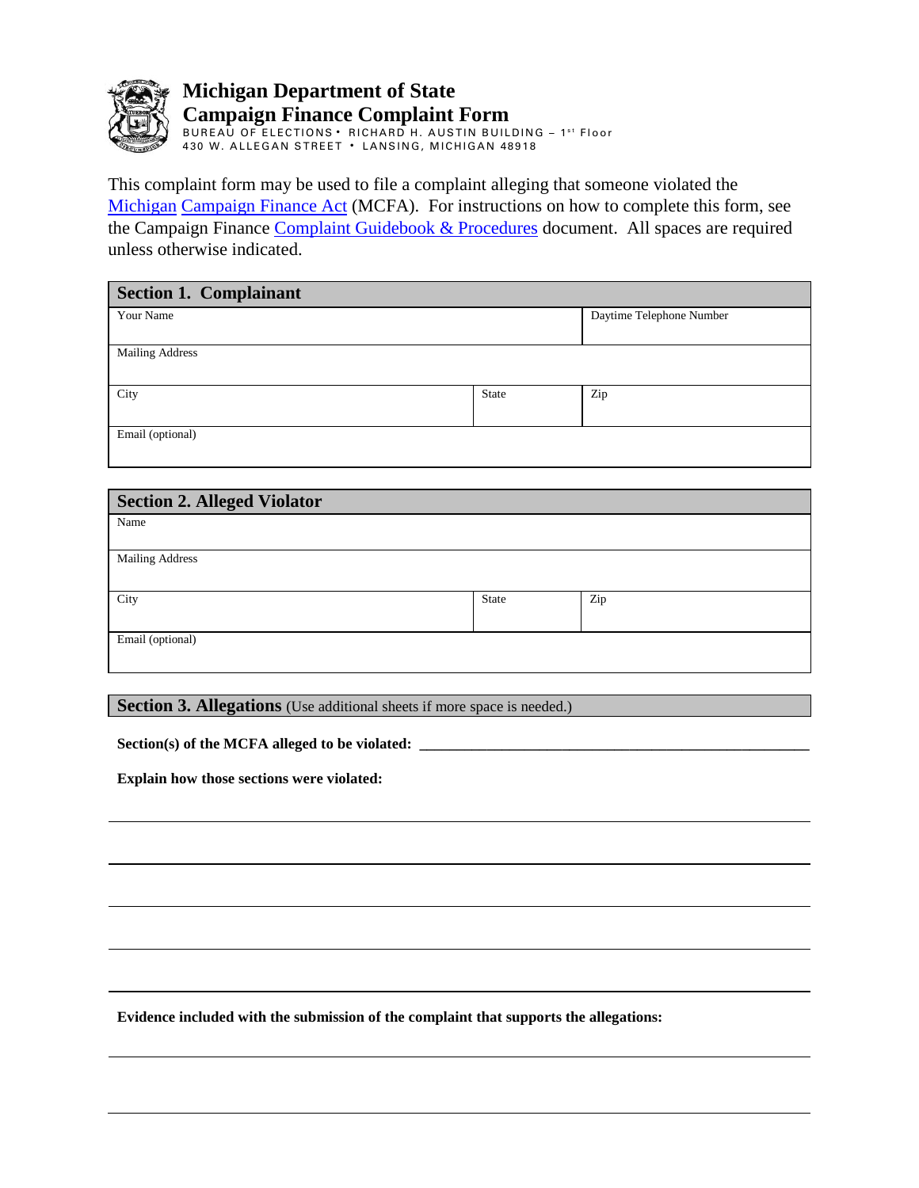# Michigan Department of State
## Campaign Finance Complaint Form

BUREAU OF ELECTIONS • RICHARD H. AUSTIN BUILDING – 1st Floor
430 W. ALLEGAN STREET • LANSING, MICHIGAN 48918

This complaint form may be used to file a complaint alleging that someone violated the Michigan Campaign Finance Act (MCFA). For instructions on how to complete this form, see the Campaign Finance Complaint Guidebook & Procedures document. All spaces are required unless otherwise indicated.

| Section 1. Complainant | | |
|---|---|---|
| Your Name | | Daytime Telephone Number |
| Mailing Address | | |
| City | State | Zip |
| Email (optional) | | |

| Section 2. Alleged Violator | | |
|---|---|---|
| Name | | |
| Mailing Address | | |
| City | State | Zip |
| Email (optional) | | |

**Section 3. Allegations** (Use additional sheets if more space is needed.)

**Section(s) of the MCFA alleged to be violated:** ____________________________________________

**Explain how those sections were violated:**

______________________________________________________________________________

______________________________________________________________________________

______________________________________________________________________________

______________________________________________________________________________

______________________________________________________________________________

**Evidence included with the submission of the complaint that supports the allegations:**

______________________________________________________________________________

______________________________________________________________________________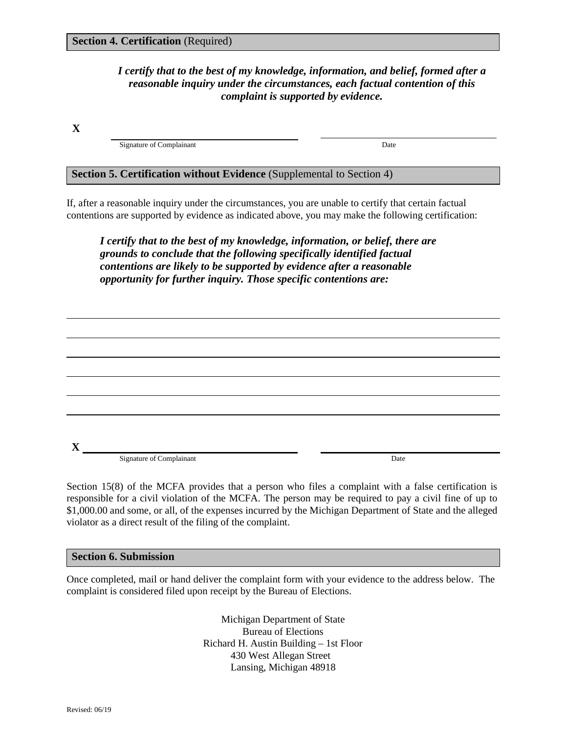## **Section 4. Certification** (Required)

***I certify that to the best of my knowledge, information, and belief, formed after a reasonable inquiry under the circumstances, each factual contention of this complaint is supported by evidence.***

**X** ______________________________ ______________________________
Signature of Complainant Date

## **Section 5. Certification without Evidence** (Supplemental to Section 4)

If, after a reasonable inquiry under the circumstances, you are unable to certify that certain factual contentions are supported by evidence as indicated above, you may make the following certification:

***I certify that to the best of my knowledge, information, or belief, there are grounds to conclude that the following specifically identified factual contentions are likely to be supported by evidence after a reasonable opportunity for further inquiry. Those specific contentions are:***

______________________________________________________________________________

______________________________________________________________________________

______________________________________________________________________________

______________________________________________________________________________

______________________________________________________________________________

______________________________________________________________________________

**X** ______________________________ ______________________________
Signature of Complainant Date

Section 15(8) of the MCFA provides that a person who files a complaint with a false certification is responsible for a civil violation of the MCFA. The person may be required to pay a civil fine of up to $1,000.00 and some, or all, of the expenses incurred by the Michigan Department of State and the alleged violator as a direct result of the filing of the complaint.

## **Section 6. Submission**

Once completed, mail or hand deliver the complaint form with your evidence to the address below. The complaint is considered filed upon receipt by the Bureau of Elections.

Michigan Department of State
Bureau of Elections
Richard H. Austin Building – 1st Floor
430 West Allegan Street
Lansing, Michigan 48918

Revised: 06/19